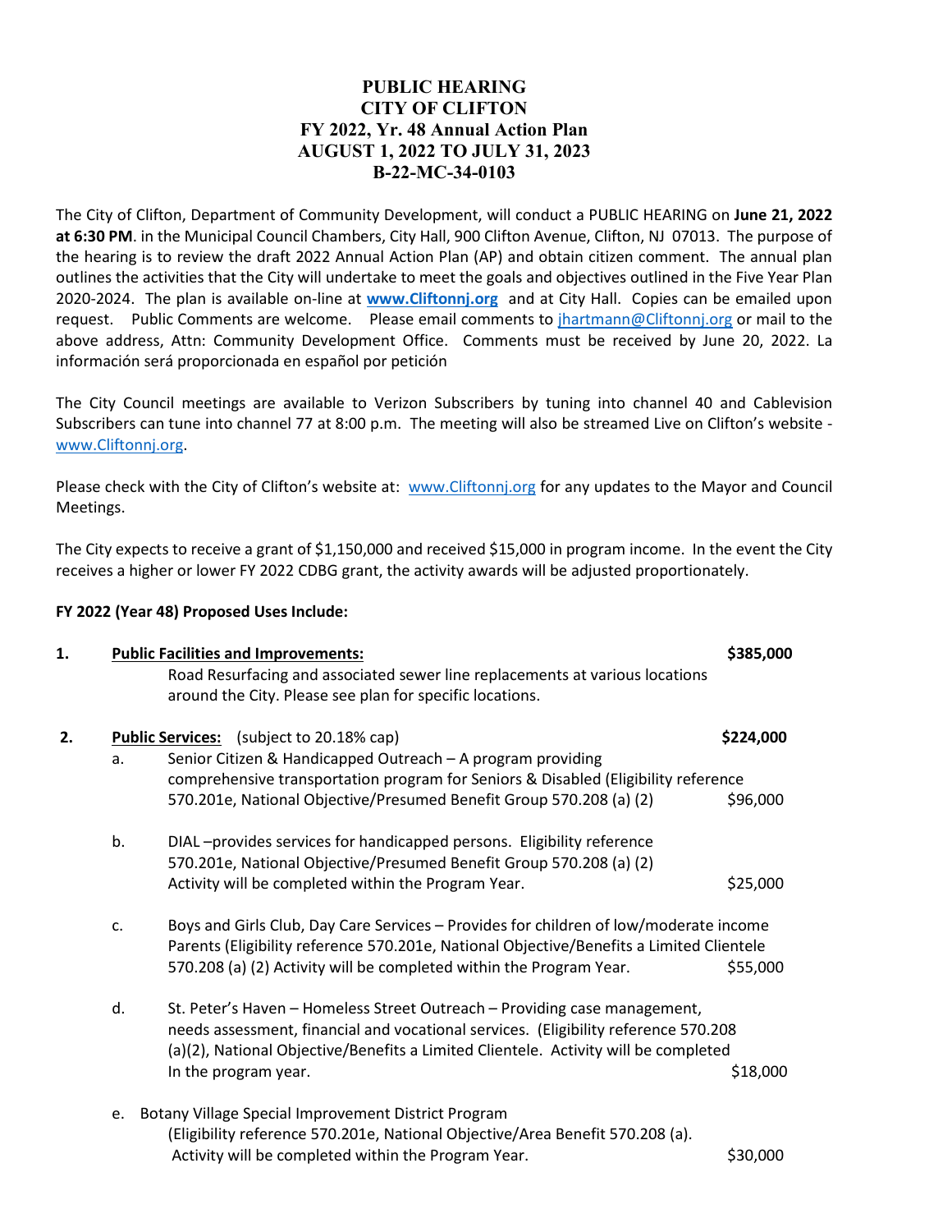# PUBLIC HEARING
# CITY OF CLIFTON
# FY 2022, Yr. 48 Annual Action Plan
# AUGUST 1, 2022 TO JULY 31, 2023
# B-22-MC-34-0103

The City of Clifton, Department of Community Development, will conduct a PUBLIC HEARING on **June 21, 2022 at 6:30 PM**. in the Municipal Council Chambers, City Hall, 900 Clifton Avenue, Clifton, NJ 07013. The purpose of the hearing is to review the draft 2022 Annual Action Plan (AP) and obtain citizen comment. The annual plan outlines the activities that the City will undertake to meet the goals and objectives outlined in the Five Year Plan 2020-2024. The plan is available on-line at **www.Cliftonnj.org** and at City Hall. Copies can be emailed upon request. Public Comments are welcome. Please email comments to jhartmann@Cliftonnj.org or mail to the above address, Attn: Community Development Office. Comments must be received by June 20, 2022. La información será proporcionada en español por petición

The City Council meetings are available to Verizon Subscribers by tuning into channel 40 and Cablevision Subscribers can tune into channel 77 at 8:00 p.m. The meeting will also be streamed Live on Clifton's website - www.Cliftonnj.org.

Please check with the City of Clifton's website at: www.Cliftonnj.org for any updates to the Mayor and Council Meetings.

The City expects to receive a grant of $1,150,000 and received $15,000 in program income. In the event the City receives a higher or lower FY 2022 CDBG grant, the activity awards will be adjusted proportionately.

**FY 2022 (Year 48) Proposed Uses Include:**

1. **Public Facilities and Improvements:** **$385,000**

   Road Resurfacing and associated sewer line replacements at various locations around the City. Please see plan for specific locations.

2. **Public Services:** (subject to 20.18% cap) **$224,000**

   a. Senior Citizen & Handicapped Outreach – A program providing comprehensive transportation program for Seniors & Disabled (Eligibility reference 570.201e, National Objective/Presumed Benefit Group 570.208 (a) (2) $96,000

   b. DIAL –provides services for handicapped persons. Eligibility reference 570.201e, National Objective/Presumed Benefit Group 570.208 (a) (2) Activity will be completed within the Program Year. $25,000

   c. Boys and Girls Club, Day Care Services – Provides for children of low/moderate income Parents (Eligibility reference 570.201e, National Objective/Benefits a Limited Clientele 570.208 (a) (2) Activity will be completed within the Program Year. $55,000

   d. St. Peter's Haven – Homeless Street Outreach – Providing case management, needs assessment, financial and vocational services. (Eligibility reference 570.208 (a)(2), National Objective/Benefits a Limited Clientele. Activity will be completed In the program year. $18,000

   e. Botany Village Special Improvement District Program (Eligibility reference 570.201e, National Objective/Area Benefit 570.208 (a). Activity will be completed within the Program Year. $30,000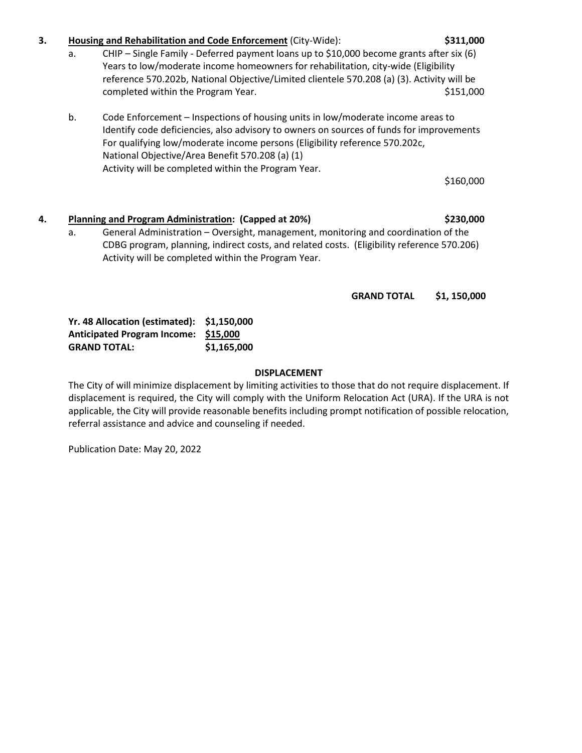**3.** **<u>Housing and Rehabilitation and Code Enforcement</u>** (City-Wide): **$311,000**

a. CHIP – Single Family - Deferred payment loans up to $10,000 become grants after six (6) Years to low/moderate income homeowners for rehabilitation, city-wide (Eligibility reference 570.202b, National Objective/Limited clientele 570.208 (a) (3). Activity will be completed within the Program Year. $151,000

b. Code Enforcement – Inspections of housing units in low/moderate income areas to Identify code deficiencies, also advisory to owners on sources of funds for improvements For qualifying low/moderate income persons (Eligibility reference 570.202c, National Objective/Area Benefit 570.208 (a) (1) Activity will be completed within the Program Year. $160,000

**4.** **<u>Planning and Program Administration</u>: (Capped at 20%)** **$230,000**

a. General Administration – Oversight, management, monitoring and coordination of the CDBG program, planning, indirect costs, and related costs. (Eligibility reference 570.206) Activity will be completed within the Program Year.

**GRAND TOTAL $1, 150,000**

| | |
|---|---|
| **Yr. 48 Allocation (estimated):** | **$1,150,000** |
| **Anticipated Program Income:** | **<u>$15,000</u>** |
| **GRAND TOTAL:** | **$1,165,000** |

**DISPLACEMENT**

The City of will minimize displacement by limiting activities to those that do not require displacement. If displacement is required, the City will comply with the Uniform Relocation Act (URA). If the URA is not applicable, the City will provide reasonable benefits including prompt notification of possible relocation, referral assistance and advice and counseling if needed.

Publication Date: May 20, 2022